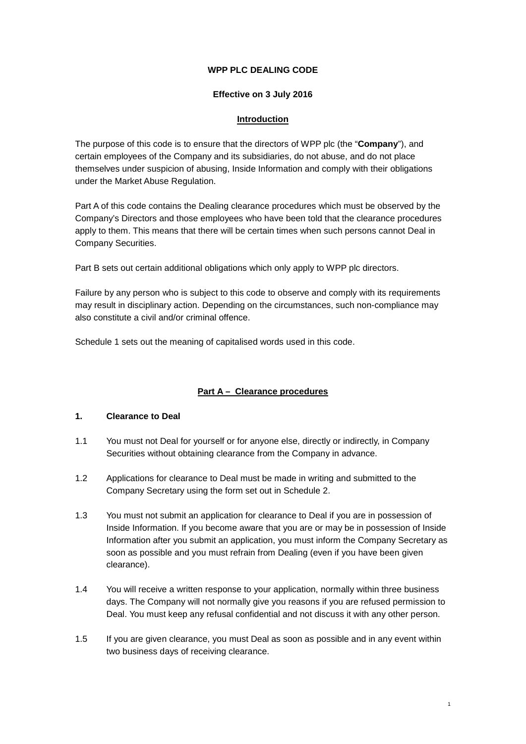# WPP PLC DEALING CODE

**Effective on 3 July 2016**

## Introduction

The purpose of this code is to ensure that the directors of WPP plc (the "**Company**"), and certain employees of the Company and its subsidiaries, do not abuse, and do not place themselves under suspicion of abusing, Inside Information and comply with their obligations under the Market Abuse Regulation.

Part A of this code contains the Dealing clearance procedures which must be observed by the Company's Directors and those employees who have been told that the clearance procedures apply to them. This means that there will be certain times when such persons cannot Deal in Company Securities.

Part B sets out certain additional obligations which only apply to WPP plc directors.

Failure by any person who is subject to this code to observe and comply with its requirements may result in disciplinary action. Depending on the circumstances, such non-compliance may also constitute a civil and/or criminal offence.

Schedule 1 sets out the meaning of capitalised words used in this code.

## Part A – Clearance procedures

### 1. Clearance to Deal

1.1 You must not Deal for yourself or for anyone else, directly or indirectly, in Company Securities without obtaining clearance from the Company in advance.

1.2 Applications for clearance to Deal must be made in writing and submitted to the Company Secretary using the form set out in Schedule 2.

1.3 You must not submit an application for clearance to Deal if you are in possession of Inside Information. If you become aware that you are or may be in possession of Inside Information after you submit an application, you must inform the Company Secretary as soon as possible and you must refrain from Dealing (even if you have been given clearance).

1.4 You will receive a written response to your application, normally within three business days. The Company will not normally give you reasons if you are refused permission to Deal. You must keep any refusal confidential and not discuss it with any other person.

1.5 If you are given clearance, you must Deal as soon as possible and in any event within two business days of receiving clearance.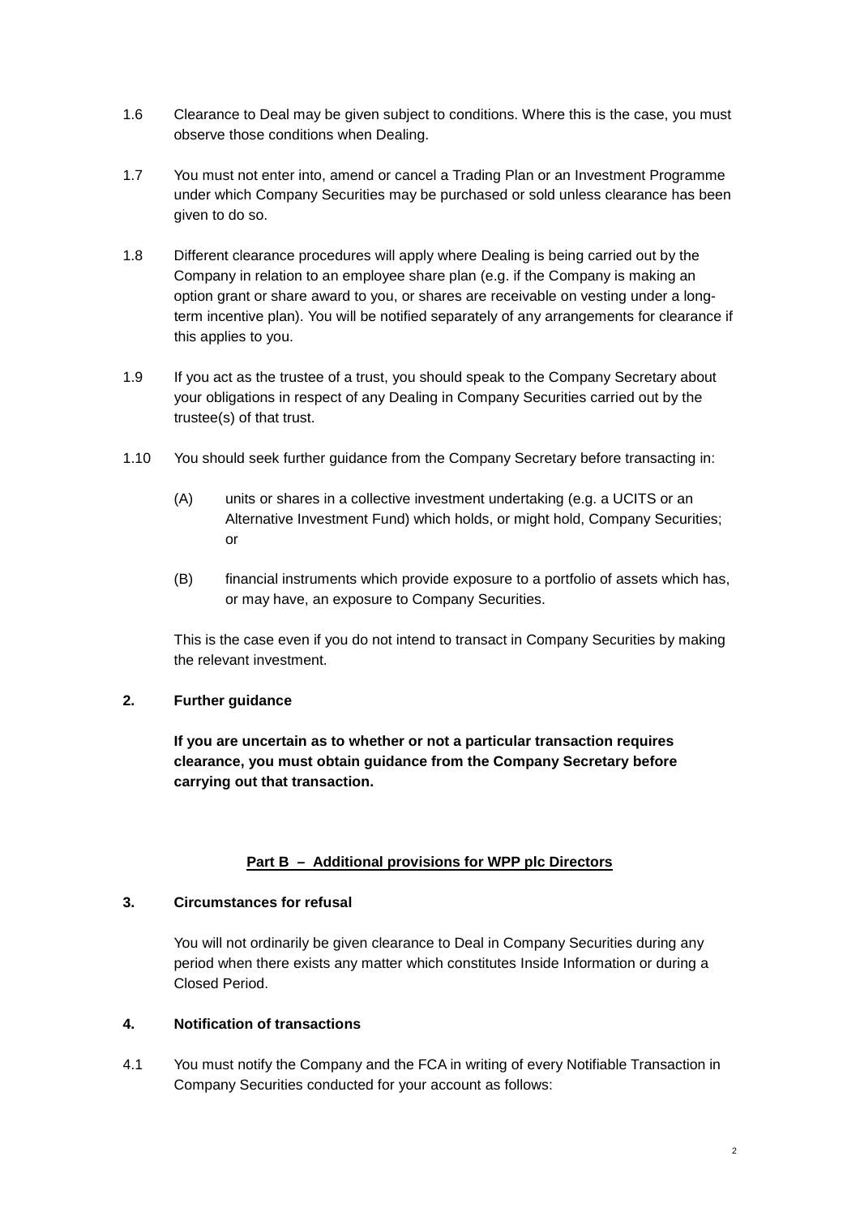1.6 Clearance to Deal may be given subject to conditions. Where this is the case, you must observe those conditions when Dealing.

1.7 You must not enter into, amend or cancel a Trading Plan or an Investment Programme under which Company Securities may be purchased or sold unless clearance has been given to do so.

1.8 Different clearance procedures will apply where Dealing is being carried out by the Company in relation to an employee share plan (e.g. if the Company is making an option grant or share award to you, or shares are receivable on vesting under a long-term incentive plan). You will be notified separately of any arrangements for clearance if this applies to you.

1.9 If you act as the trustee of a trust, you should speak to the Company Secretary about your obligations in respect of any Dealing in Company Securities carried out by the trustee(s) of that trust.

1.10 You should seek further guidance from the Company Secretary before transacting in:

(A) units or shares in a collective investment undertaking (e.g. a UCITS or an Alternative Investment Fund) which holds, or might hold, Company Securities; or

(B) financial instruments which provide exposure to a portfolio of assets which has, or may have, an exposure to Company Securities.

This is the case even if you do not intend to transact in Company Securities by making the relevant investment.

## 2. Further guidance

**If you are uncertain as to whether or not a particular transaction requires clearance, you must obtain guidance from the Company Secretary before carrying out that transaction.**

## Part B – Additional provisions for WPP plc Directors

## 3. Circumstances for refusal

You will not ordinarily be given clearance to Deal in Company Securities during any period when there exists any matter which constitutes Inside Information or during a Closed Period.

## 4. Notification of transactions

4.1 You must notify the Company and the FCA in writing of every Notifiable Transaction in Company Securities conducted for your account as follows: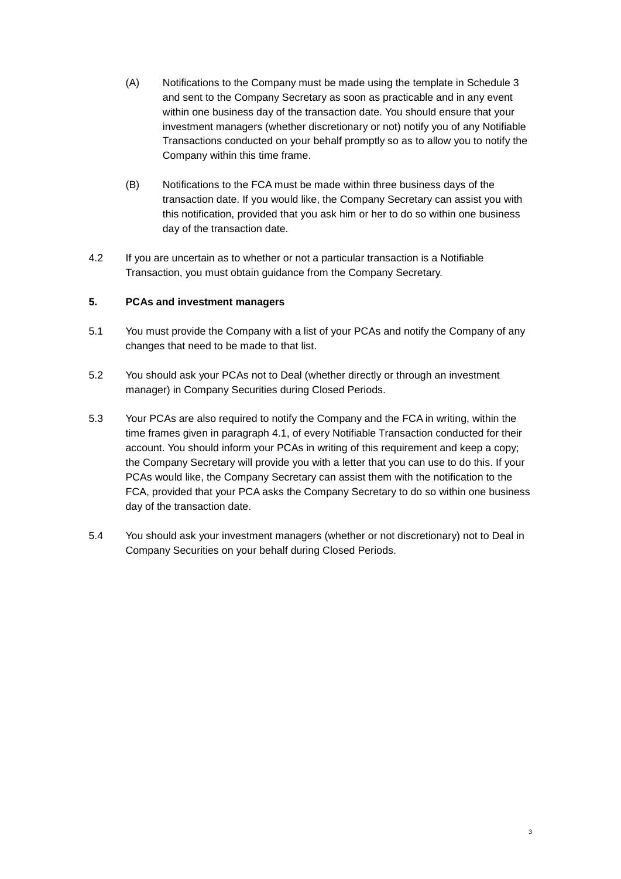(A) Notifications to the Company must be made using the template in Schedule 3 and sent to the Company Secretary as soon as practicable and in any event within one business day of the transaction date. You should ensure that your investment managers (whether discretionary or not) notify you of any Notifiable Transactions conducted on your behalf promptly so as to allow you to notify the Company within this time frame.

(B) Notifications to the FCA must be made within three business days of the transaction date. If you would like, the Company Secretary can assist you with this notification, provided that you ask him or her to do so within one business day of the transaction date.

4.2 If you are uncertain as to whether or not a particular transaction is a Notifiable Transaction, you must obtain guidance from the Company Secretary.

**5. PCAs and investment managers**

5.1 You must provide the Company with a list of your PCAs and notify the Company of any changes that need to be made to that list.

5.2 You should ask your PCAs not to Deal (whether directly or through an investment manager) in Company Securities during Closed Periods.

5.3 Your PCAs are also required to notify the Company and the FCA in writing, within the time frames given in paragraph 4.1, of every Notifiable Transaction conducted for their account. You should inform your PCAs in writing of this requirement and keep a copy; the Company Secretary will provide you with a letter that you can use to do this. If your PCAs would like, the Company Secretary can assist them with the notification to the FCA, provided that your PCA asks the Company Secretary to do so within one business day of the transaction date.

5.4 You should ask your investment managers (whether or not discretionary) not to Deal in Company Securities on your behalf during Closed Periods.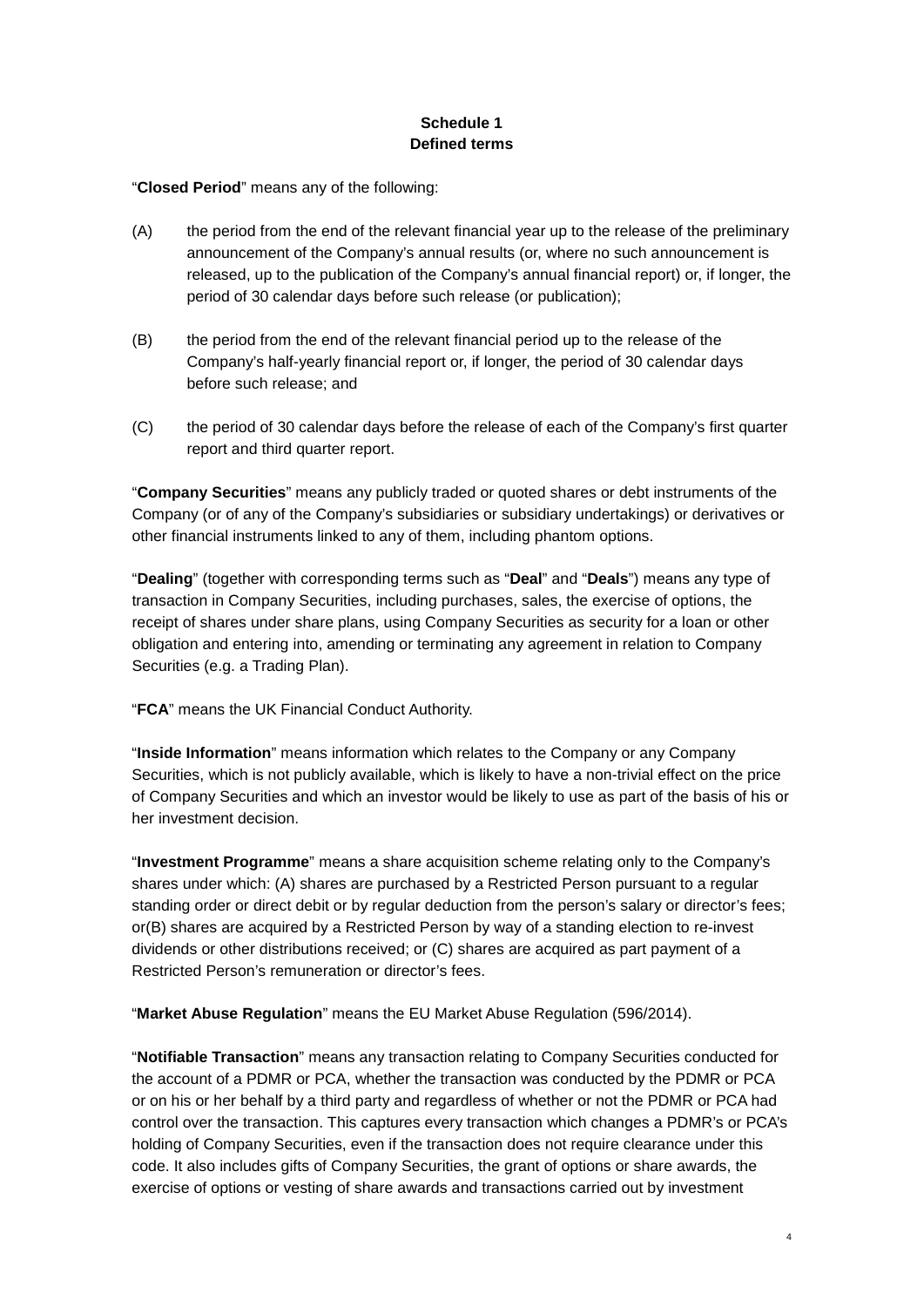**Schedule 1**
**Defined terms**

"**Closed Period**" means any of the following:

(A) the period from the end of the relevant financial year up to the release of the preliminary announcement of the Company's annual results (or, where no such announcement is released, up to the publication of the Company's annual financial report) or, if longer, the period of 30 calendar days before such release (or publication);

(B) the period from the end of the relevant financial period up to the release of the Company's half-yearly financial report or, if longer, the period of 30 calendar days before such release; and

(C) the period of 30 calendar days before the release of each of the Company's first quarter report and third quarter report.

"**Company Securities**" means any publicly traded or quoted shares or debt instruments of the Company (or of any of the Company's subsidiaries or subsidiary undertakings) or derivatives or other financial instruments linked to any of them, including phantom options.

"**Dealing**" (together with corresponding terms such as "**Deal**" and "**Deals**") means any type of transaction in Company Securities, including purchases, sales, the exercise of options, the receipt of shares under share plans, using Company Securities as security for a loan or other obligation and entering into, amending or terminating any agreement in relation to Company Securities (e.g. a Trading Plan).

"**FCA**" means the UK Financial Conduct Authority.

"**Inside Information**" means information which relates to the Company or any Company Securities, which is not publicly available, which is likely to have a non-trivial effect on the price of Company Securities and which an investor would be likely to use as part of the basis of his or her investment decision.

"**Investment Programme**" means a share acquisition scheme relating only to the Company's shares under which: (A) shares are purchased by a Restricted Person pursuant to a regular standing order or direct debit or by regular deduction from the person's salary or director's fees; or(B) shares are acquired by a Restricted Person by way of a standing election to re-invest dividends or other distributions received; or (C) shares are acquired as part payment of a Restricted Person's remuneration or director's fees.

"**Market Abuse Regulation**" means the EU Market Abuse Regulation (596/2014).

"**Notifiable Transaction**" means any transaction relating to Company Securities conducted for the account of a PDMR or PCA, whether the transaction was conducted by the PDMR or PCA or on his or her behalf by a third party and regardless of whether or not the PDMR or PCA had control over the transaction. This captures every transaction which changes a PDMR's or PCA's holding of Company Securities, even if the transaction does not require clearance under this code. It also includes gifts of Company Securities, the grant of options or share awards, the exercise of options or vesting of share awards and transactions carried out by investment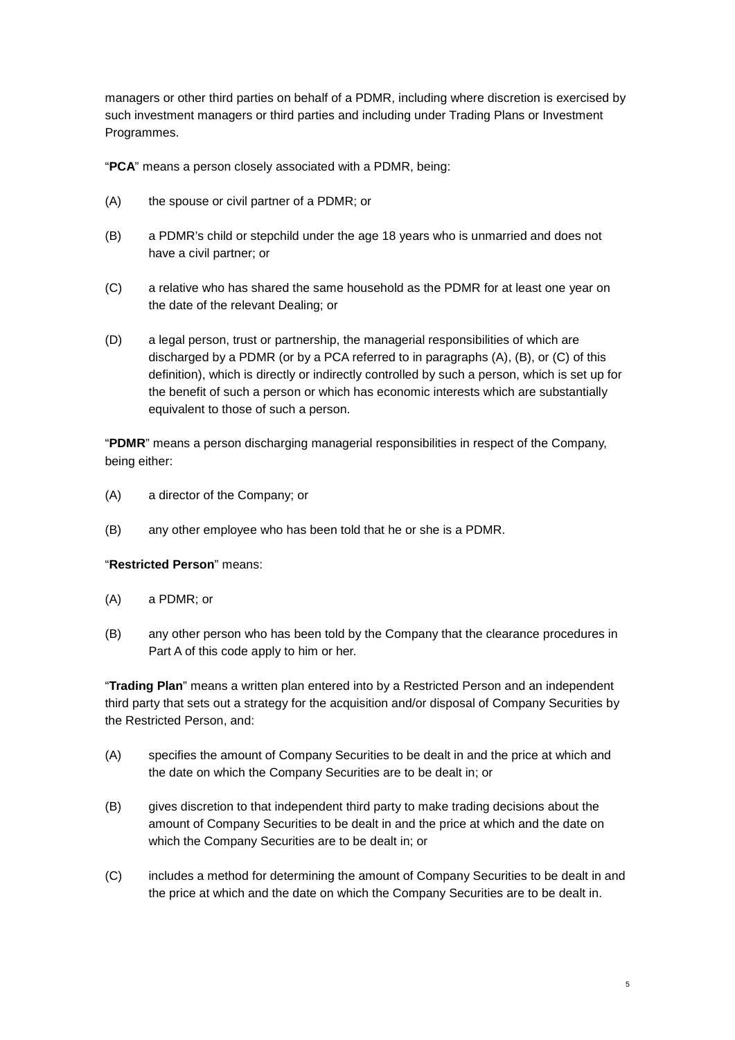managers or other third parties on behalf of a PDMR, including where discretion is exercised by such investment managers or third parties and including under Trading Plans or Investment Programmes.

"**PCA**" means a person closely associated with a PDMR, being:

(A) the spouse or civil partner of a PDMR; or

(B) a PDMR's child or stepchild under the age 18 years who is unmarried and does not have a civil partner; or

(C) a relative who has shared the same household as the PDMR for at least one year on the date of the relevant Dealing; or

(D) a legal person, trust or partnership, the managerial responsibilities of which are discharged by a PDMR (or by a PCA referred to in paragraphs (A), (B), or (C) of this definition), which is directly or indirectly controlled by such a person, which is set up for the benefit of such a person or which has economic interests which are substantially equivalent to those of such a person.

"**PDMR**" means a person discharging managerial responsibilities in respect of the Company, being either:

(A) a director of the Company; or

(B) any other employee who has been told that he or she is a PDMR.

"**Restricted Person**" means:

(A) a PDMR; or

(B) any other person who has been told by the Company that the clearance procedures in Part A of this code apply to him or her.

"**Trading Plan**" means a written plan entered into by a Restricted Person and an independent third party that sets out a strategy for the acquisition and/or disposal of Company Securities by the Restricted Person, and:

(A) specifies the amount of Company Securities to be dealt in and the price at which and the date on which the Company Securities are to be dealt in; or

(B) gives discretion to that independent third party to make trading decisions about the amount of Company Securities to be dealt in and the price at which and the date on which the Company Securities are to be dealt in; or

(C) includes a method for determining the amount of Company Securities to be dealt in and the price at which and the date on which the Company Securities are to be dealt in.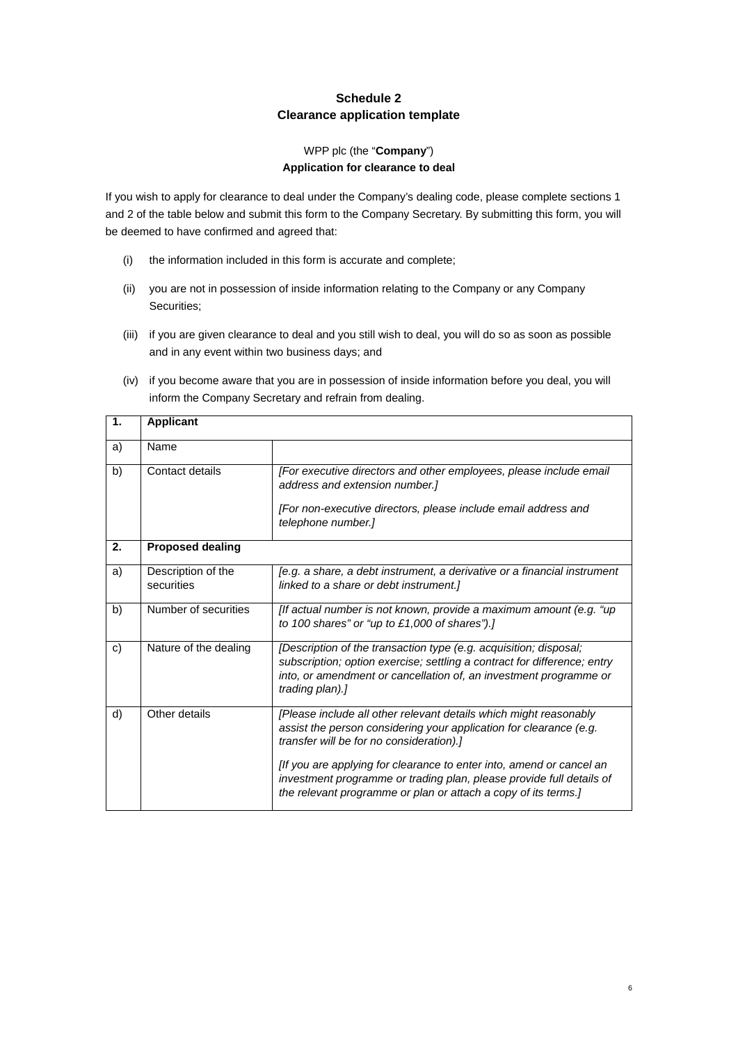## Schedule 2
## Clearance application template

WPP plc (the "**Company**")
**Application for clearance to deal**

If you wish to apply for clearance to deal under the Company's dealing code, please complete sections 1 and 2 of the table below and submit this form to the Company Secretary. By submitting this form, you will be deemed to have confirmed and agreed that:

(i) the information included in this form is accurate and complete;

(ii) you are not in possession of inside information relating to the Company or any Company Securities;

(iii) if you are given clearance to deal and you still wish to deal, you will do so as soon as possible and in any event within two business days; and

(iv) if you become aware that you are in possession of inside information before you deal, you will inform the Company Secretary and refrain from dealing.

| **1.** | **Applicant** | |
|---|---|---|
| a) | Name | |
| b) | Contact details | *[For executive directors and other employees, please include email address and extension number.]* <br> *[For non-executive directors, please include email address and telephone number.]* |
| **2.** | **Proposed dealing** | |
| a) | Description of the securities | *[e.g. a share, a debt instrument, a derivative or a financial instrument linked to a share or debt instrument.]* |
| b) | Number of securities | *[If actual number is not known, provide a maximum amount (e.g. "up to 100 shares" or "up to £1,000 of shares").]* |
| c) | Nature of the dealing | *[Description of the transaction type (e.g. acquisition; disposal; subscription; option exercise; settling a contract for difference; entry into, or amendment or cancellation of, an investment programme or trading plan).]* |
| d) | Other details | *[Please include all other relevant details which might reasonably assist the person considering your application for clearance (e.g. transfer will be for no consideration).]* <br> *[If you are applying for clearance to enter into, amend or cancel an investment programme or trading plan, please provide full details of the relevant programme or plan or attach a copy of its terms.]* |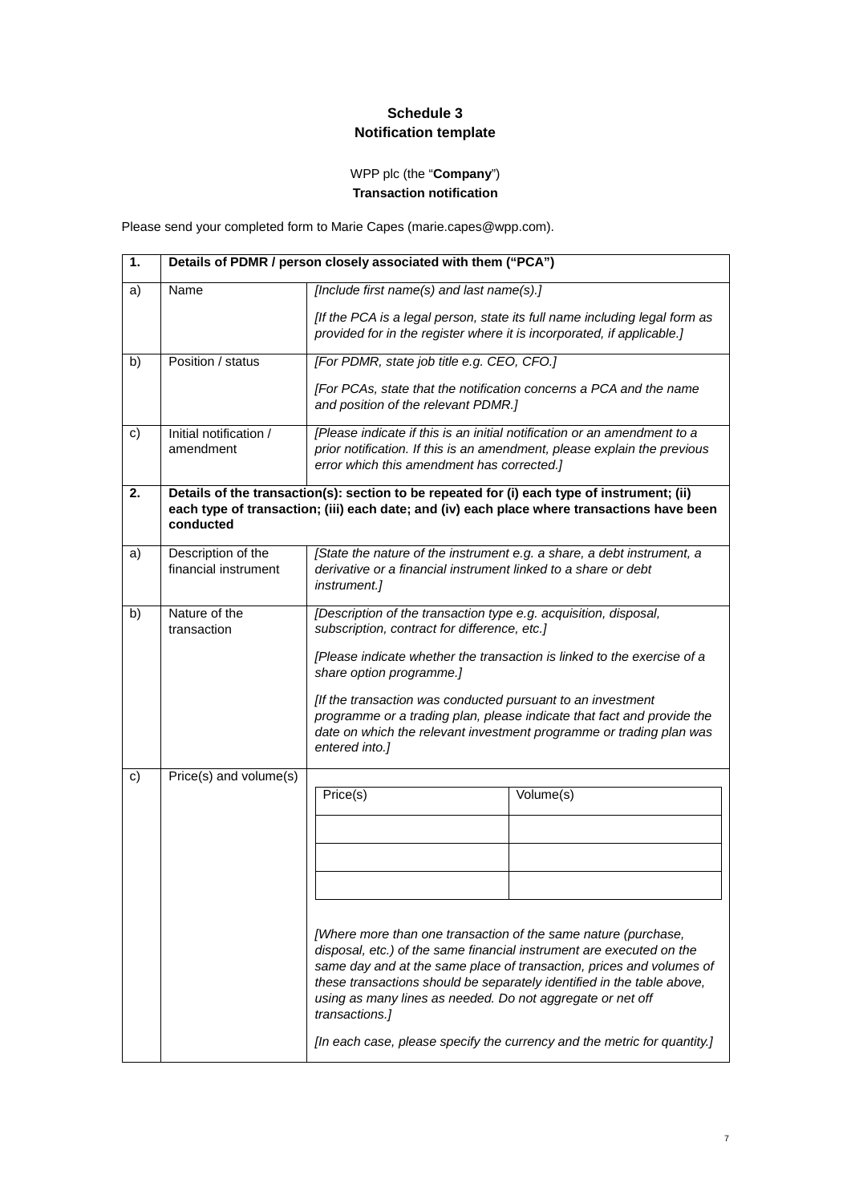**Schedule 3**
**Notification template**

WPP plc (the "**Company**")
**Transaction notification**

Please send your completed form to Marie Capes (marie.capes@wpp.com).

| **1.** | **Details of PDMR / person closely associated with them ("PCA")** | |
|---|---|---|
| a) | Name | *[Include first name(s) and last name(s).]*<br><br>*[If the PCA is a legal person, state its full name including legal form as provided for in the register where it is incorporated, if applicable.]* |
| b) | Position / status | *[For PDMR, state job title e.g. CEO, CFO.]*<br><br>*[For PCAs, state that the notification concerns a PCA and the name and position of the relevant PDMR.]* |
| c) | Initial notification / amendment | *[Please indicate if this is an initial notification or an amendment to a prior notification. If this is an amendment, please explain the previous error which this amendment has corrected.]* |
| **2.** | **Details of the transaction(s): section to be repeated for (i) each type of instrument; (ii) each type of transaction; (iii) each date; and (iv) each place where transactions have been conducted** | |
| a) | Description of the financial instrument | *[State the nature of the instrument e.g. a share, a debt instrument, a derivative or a financial instrument linked to a share or debt instrument.]* |
| b) | Nature of the transaction | *[Description of the transaction type e.g. acquisition, disposal, subscription, contract for difference, etc.]*<br><br>*[Please indicate whether the transaction is linked to the exercise of a share option programme.]*<br><br>*[If the transaction was conducted pursuant to an investment programme or a trading plan, please indicate that fact and provide the date on which the relevant investment programme or trading plan was entered into.]* |
| c) | Price(s) and volume(s) | (see table below)<br><br>*[Where more than one transaction of the same nature (purchase, disposal, etc.) of the same financial instrument are executed on the same day and at the same place of transaction, prices and volumes of these transactions should be separately identified in the table above, using as many lines as needed. Do not aggregate or net off transactions.]*<br><br>*[In each case, please specify the currency and the metric for quantity.]* |

| Price(s) | Volume(s) |
|---|---|
| | |
| | |
| | |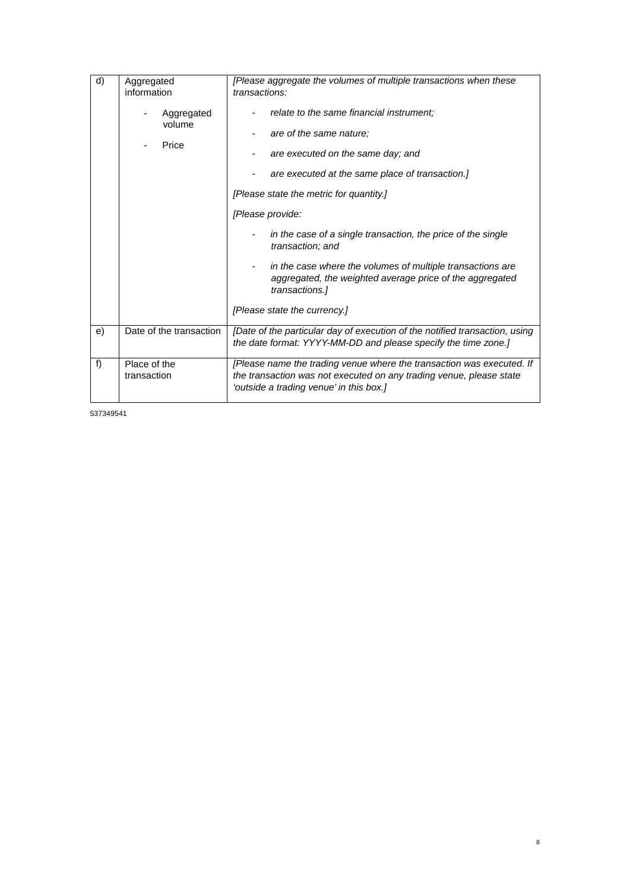| | | |
|---|---|---|
| d) | Aggregated information<br><br>- Aggregated volume<br><br>- Price | *[Please aggregate the volumes of multiple transactions when these transactions:*<br><br>- *relate to the same financial instrument;*<br>- *are of the same nature;*<br>- *are executed on the same day; and*<br>- *are executed at the same place of transaction.]*<br><br>*[Please state the metric for quantity.]*<br><br>*[Please provide:*<br><br>- *in the case of a single transaction, the price of the single transaction; and*<br>- *in the case where the volumes of multiple transactions are aggregated, the weighted average price of the aggregated transactions.]*<br><br>*[Please state the currency.]* |
| e) | Date of the transaction | *[Date of the particular day of execution of the notified transaction, using the date format: YYYY-MM-DD and please specify the time zone.]* |
| f) | Place of the transaction | *[Please name the trading venue where the transaction was executed. If the transaction was not executed on any trading venue, please state 'outside a trading venue' in this box.]* |

537349541